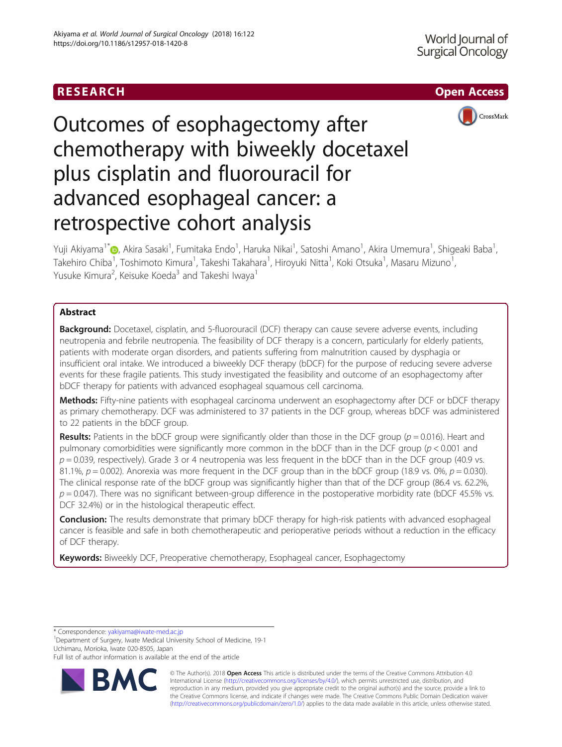RESEARCH

Open Access

# Outcomes of esophagectomy after chemotherapy with biweekly docetaxel plus cisplatin and fluorouracil for advanced esophageal cancer: a retrospective cohort analysis

Yuji Akiyama[1*], Akira Sasaki[1], Fumitaka Endo[1], Haruka Nikai[1], Satoshi Amano[1], Akira Umemura[1], Shigeaki Baba[1], Takehiro Chiba[1], Toshimoto Kimura[1], Takeshi Takahara[1], Hiroyuki Nitta[1], Koki Otsuka[1], Masaru Mizuno[1], Yusuke Kimura[2], Keisuke Koeda[3] and Takeshi Iwaya[1]

## Abstract

**Background:** Docetaxel, cisplatin, and 5-fluorouracil (DCF) therapy can cause severe adverse events, including neutropenia and febrile neutropenia. The feasibility of DCF therapy is a concern, particularly for elderly patients, patients with moderate organ disorders, and patients suffering from malnutrition caused by dysphagia or insufficient oral intake. We introduced a biweekly DCF therapy (bDCF) for the purpose of reducing severe adverse events for these fragile patients. This study investigated the feasibility and outcome of an esophagectomy after bDCF therapy for patients with advanced esophageal squamous cell carcinoma.

**Methods:** Fifty-nine patients with esophageal carcinoma underwent an esophagectomy after DCF or bDCF therapy as primary chemotherapy. DCF was administered to 37 patients in the DCF group, whereas bDCF was administered to 22 patients in the bDCF group.

**Results:** Patients in the bDCF group were significantly older than those in the DCF group ($p = 0.016$). Heart and pulmonary comorbidities were significantly more common in the bDCF than in the DCF group ($p < 0.001$ and $p = 0.039$, respectively). Grade 3 or 4 neutropenia was less frequent in the bDCF than in the DCF group (40.9 vs. 81.1%, $p = 0.002$). Anorexia was more frequent in the DCF group than in the bDCF group (18.9 vs. 0%, $p = 0.030$). The clinical response rate of the bDCF group was significantly higher than that of the DCF group (86.4 vs. 62.2%, $p = 0.047$). There was no significant between-group difference in the postoperative morbidity rate (bDCF 45.5% vs. DCF 32.4%) or in the histological therapeutic effect.

**Conclusion:** The results demonstrate that primary bDCF therapy for high-risk patients with advanced esophageal cancer is feasible and safe in both chemotherapeutic and perioperative periods without a reduction in the efficacy of DCF therapy.

**Keywords:** Biweekly DCF, Preoperative chemotherapy, Esophageal cancer, Esophagectomy

* Correspondence: yakiyama@iwate-med.ac.jp
[1]Department of Surgery, Iwate Medical University School of Medicine, 19-1 Uchimaru, Morioka, Iwate 020-8505, Japan
Full list of author information is available at the end of the article

© The Author(s). 2018 **Open Access** This article is distributed under the terms of the Creative Commons Attribution 4.0 International License (http://creativecommons.org/licenses/by/4.0/), which permits unrestricted use, distribution, and reproduction in any medium, provided you give appropriate credit to the original author(s) and the source, provide a link to the Creative Commons license, and indicate if changes were made. The Creative Commons Public Domain Dedication waiver (http://creativecommons.org/publicdomain/zero/1.0/) applies to the data made available in this article, unless otherwise stated.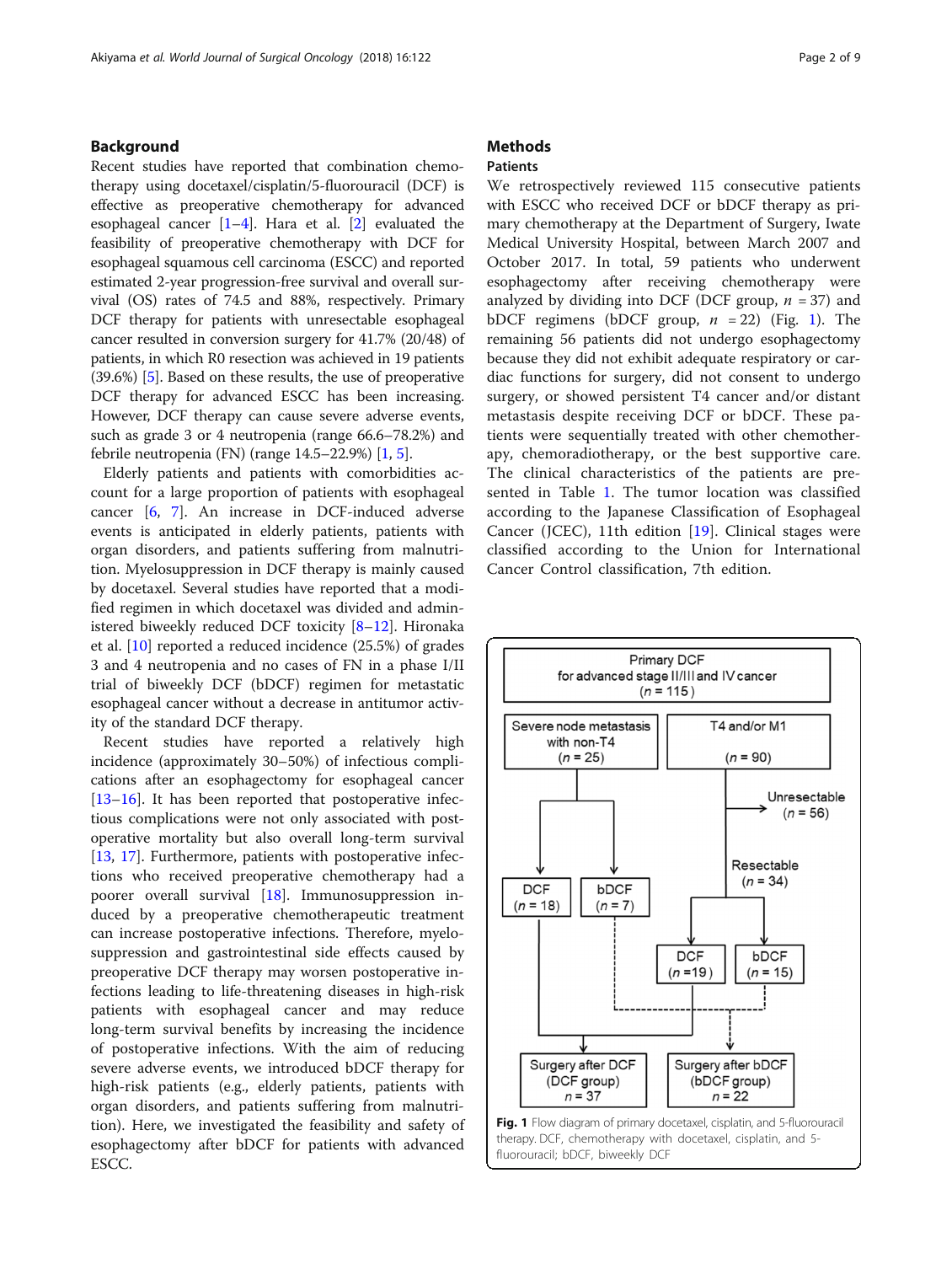## Background

Recent studies have reported that combination chemotherapy using docetaxel/cisplatin/5-fluorouracil (DCF) is effective as preoperative chemotherapy for advanced esophageal cancer [1–4]. Hara et al. [2] evaluated the feasibility of preoperative chemotherapy with DCF for esophageal squamous cell carcinoma (ESCC) and reported estimated 2-year progression-free survival and overall survival (OS) rates of 74.5 and 88%, respectively. Primary DCF therapy for patients with unresectable esophageal cancer resulted in conversion surgery for 41.7% (20/48) of patients, in which R0 resection was achieved in 19 patients (39.6%) [5]. Based on these results, the use of preoperative DCF therapy for advanced ESCC has been increasing. However, DCF therapy can cause severe adverse events, such as grade 3 or 4 neutropenia (range 66.6–78.2%) and febrile neutropenia (FN) (range 14.5–22.9%) [1, 5].

Elderly patients and patients with comorbidities account for a large proportion of patients with esophageal cancer [6, 7]. An increase in DCF-induced adverse events is anticipated in elderly patients, patients with organ disorders, and patients suffering from malnutrition. Myelosuppression in DCF therapy is mainly caused by docetaxel. Several studies have reported that a modified regimen in which docetaxel was divided and administered biweekly reduced DCF toxicity [8–12]. Hironaka et al. [10] reported a reduced incidence (25.5%) of grades 3 and 4 neutropenia and no cases of FN in a phase I/II trial of biweekly DCF (bDCF) regimen for metastatic esophageal cancer without a decrease in antitumor activity of the standard DCF therapy.

Recent studies have reported a relatively high incidence (approximately 30–50%) of infectious complications after an esophagectomy for esophageal cancer [13–16]. It has been reported that postoperative infectious complications were not only associated with postoperative mortality but also overall long-term survival [13, 17]. Furthermore, patients with postoperative infections who received preoperative chemotherapy had a poorer overall survival [18]. Immunosuppression induced by a preoperative chemotherapeutic treatment can increase postoperative infections. Therefore, myelosuppression and gastrointestinal side effects caused by preoperative DCF therapy may worsen postoperative infections leading to life-threatening diseases in high-risk patients with esophageal cancer and may reduce long-term survival benefits by increasing the incidence of postoperative infections. With the aim of reducing severe adverse events, we introduced bDCF therapy for high-risk patients (e.g., elderly patients, patients with organ disorders, and patients suffering from malnutrition). Here, we investigated the feasibility and safety of esophagectomy after bDCF for patients with advanced ESCC.

## Methods

### Patients

We retrospectively reviewed 115 consecutive patients with ESCC who received DCF or bDCF therapy as primary chemotherapy at the Department of Surgery, Iwate Medical University Hospital, between March 2007 and October 2017. In total, 59 patients who underwent esophagectomy after receiving chemotherapy were analyzed by dividing into DCF (DCF group, $n = 37$) and bDCF regimens (bDCF group, $n = 22$) (Fig. 1). The remaining 56 patients did not undergo esophagectomy because they did not exhibit adequate respiratory or cardiac functions for surgery, did not consent to undergo surgery, or showed persistent T4 cancer and/or distant metastasis despite receiving DCF or bDCF. These patients were sequentially treated with other chemotherapy, chemoradiotherapy, or the best supportive care. The clinical characteristics of the patients are presented in Table 1. The tumor location was classified according to the Japanese Classification of Esophageal Cancer (JCEC), 11th edition [19]. Clinical stages were classified according to the Union for International Cancer Control classification, 7th edition.

Primary DCF for advanced stage II/III and IV cancer ($n = 115$)
Severe node metastasis with non-T4 ($n = 25$) | T4 and/or M1 ($n = 90$)
Unresectable ($n = 56$) | Resectable ($n = 34$)
DCF ($n = 18$) | bDCF ($n = 7$) | DCF ($n = 19$) | bDCF ($n = 15$)
Surgery after DCF (DCF group) $n = 37$ | Surgery after bDCF (bDCF group) $n = 22$

**Fig. 1** Flow diagram of primary docetaxel, cisplatin, and 5-fluorouracil therapy. DCF, chemotherapy with docetaxel, cisplatin, and 5-fluorouracil; bDCF, biweekly DCF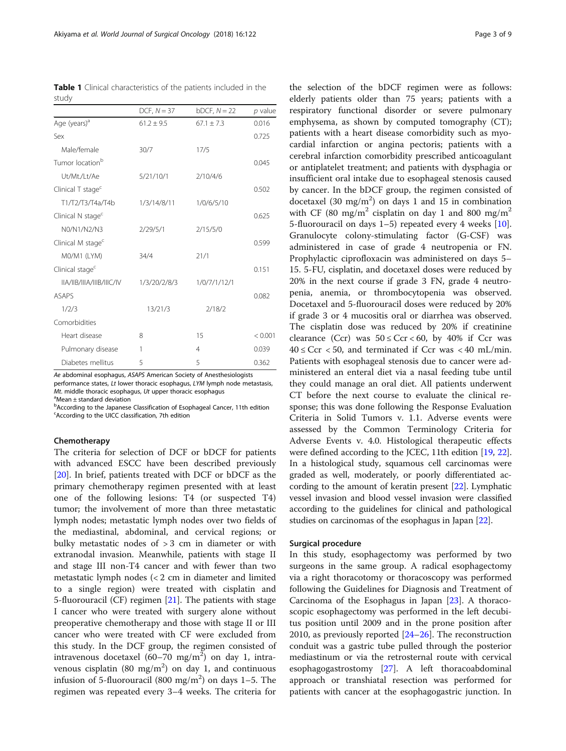**Table 1** Clinical characteristics of the patients included in the study

| | DCF, $N = 37$ | bDCF, $N = 22$ | $p$ value |
|---|---|---|---|
| Age (years)[a] | 61.2 ± 9.5 | 67.1 ± 7.3 | 0.016 |
| Sex | | | 0.725 |
| Male/female | 30/7 | 17/5 | |
| Tumor location[b] | | | 0.045 |
| Ut/Mt./Lt/Ae | 5/21/10/1 | 2/10/4/6 | |
| Clinical T stage[c] | | | 0.502 |
| T1/T2/T3/T4a/T4b | 1/3/14/8/11 | 1/0/6/5/10 | |
| Clinical N stage[c] | | | 0.625 |
| N0/N1/N2/N3 | 2/29/5/1 | 2/15/5/0 | |
| Clinical M stage[c] | | | 0.599 |
| M0/M1 (LYM) | 34/4 | 21/1 | |
| Clinical stage[c] | | | 0.151 |
| IIA/IIB/IIIA/IIIB/IIIC/IV | 1/3/20/2/8/3 | 1/0/7/1/12/1 | |
| ASAPS | | | 0.082 |
| 1/2/3 | 13/21/3 | 2/18/2 | |
| Comorbidities | | | |
| Heart disease | 8 | 15 | < 0.001 |
| Pulmonary disease | 1 | 4 | 0.039 |
| Diabetes mellitus | 5 | 5 | 0.362 |

*Ae* abdominal esophagus, *ASAPS* American Society of Anesthesiologists performance states, *Lt* lower thoracic esophagus, *LYM* lymph node metastasis, *Mt.* middle thoracic esophagus, *Ut* upper thoracic esophagus
[a]Mean ± standard deviation
[b]According to the Japanese Classification of Esophageal Cancer, 11th edition
[c]According to the UICC classification, 7th edition

### Chemotherapy

The criteria for selection of DCF or bDCF for patients with advanced ESCC have been described previously [20]. In brief, patients treated with DCF or bDCF as the primary chemotherapy regimen presented with at least one of the following lesions: T4 (or suspected T4) tumor; the involvement of more than three metastatic lymph nodes; metastatic lymph nodes over two fields of the mediastinal, abdominal, and cervical regions; or bulky metastatic nodes of > 3 cm in diameter or with extranodal invasion. Meanwhile, patients with stage II and stage III non-T4 cancer and with fewer than two metastatic lymph nodes (< 2 cm in diameter and limited to a single region) were treated with cisplatin and 5-fluorouracil (CF) regimen [21]. The patients with stage I cancer who were treated with surgery alone without preoperative chemotherapy and those with stage II or III cancer who were treated with CF were excluded from this study. In the DCF group, the regimen consisted of intravenous docetaxel (60–70 mg/m$^2$) on day 1, intravenous cisplatin (80 mg/m$^2$) on day 1, and continuous infusion of 5-fluorouracil (800 mg/m$^2$) on days 1–5. The regimen was repeated every 3–4 weeks. The criteria for the selection of the bDCF regimen were as follows: elderly patients older than 75 years; patients with a respiratory functional disorder or severe pulmonary emphysema, as shown by computed tomography (CT); patients with a heart disease comorbidity such as myocardial infarction or angina pectoris; patients with a cerebral infarction comorbidity prescribed anticoagulant or antiplatelet treatment; and patients with dysphagia or insufficient oral intake due to esophageal stenosis caused by cancer. In the bDCF group, the regimen consisted of docetaxel (30 mg/m$^2$) on days 1 and 15 in combination with CF (80 mg/m$^2$ cisplatin on day 1 and 800 mg/m$^2$ 5-fluorouracil on days 1–5) repeated every 4 weeks [10]. Granulocyte colony-stimulating factor (G-CSF) was administered in case of grade 4 neutropenia or FN. Prophylactic ciprofloxacin was administered on days 5–15. 5-FU, cisplatin, and docetaxel doses were reduced by 20% in the next course if grade 3 FN, grade 4 neutropenia, anemia, or thrombocytopenia was observed. Docetaxel and 5-fluorouracil doses were reduced by 20% if grade 3 or 4 mucositis oral or diarrhea was observed. The cisplatin dose was reduced by 20% if creatinine clearance (Ccr) was $50 \leq \mathrm{Ccr} < 60$, by 40% if Ccr was $40 \leq \mathrm{Ccr} < 50$, and terminated if Ccr was < 40 mL/min. Patients with esophageal stenosis due to cancer were administered an enteral diet via a nasal feeding tube until they could manage an oral diet. All patients underwent CT before the next course to evaluate the clinical response; this was done following the Response Evaluation Criteria in Solid Tumors v. 1.1. Adverse events were assessed by the Common Terminology Criteria for Adverse Events v. 4.0. Histological therapeutic effects were defined according to the JCEC, 11th edition [19, 22]. In a histological study, squamous cell carcinomas were graded as well, moderately, or poorly differentiated according to the amount of keratin present [22]. Lymphatic vessel invasion and blood vessel invasion were classified according to the guidelines for clinical and pathological studies on carcinomas of the esophagus in Japan [22].

### Surgical procedure

In this study, esophagectomy was performed by two surgeons in the same group. A radical esophagectomy via a right thoracotomy or thoracoscopy was performed following the Guidelines for Diagnosis and Treatment of Carcinoma of the Esophagus in Japan [23]. A thoracoscopic esophagectomy was performed in the left decubitus position until 2009 and in the prone position after 2010, as previously reported [24–26]. The reconstruction conduit was a gastric tube pulled through the posterior mediastinum or via the retrosternal route with cervical esophagogastrostomy [27]. A left thoracoabdominal approach or transhiatal resection was performed for patients with cancer at the esophagogastric junction. In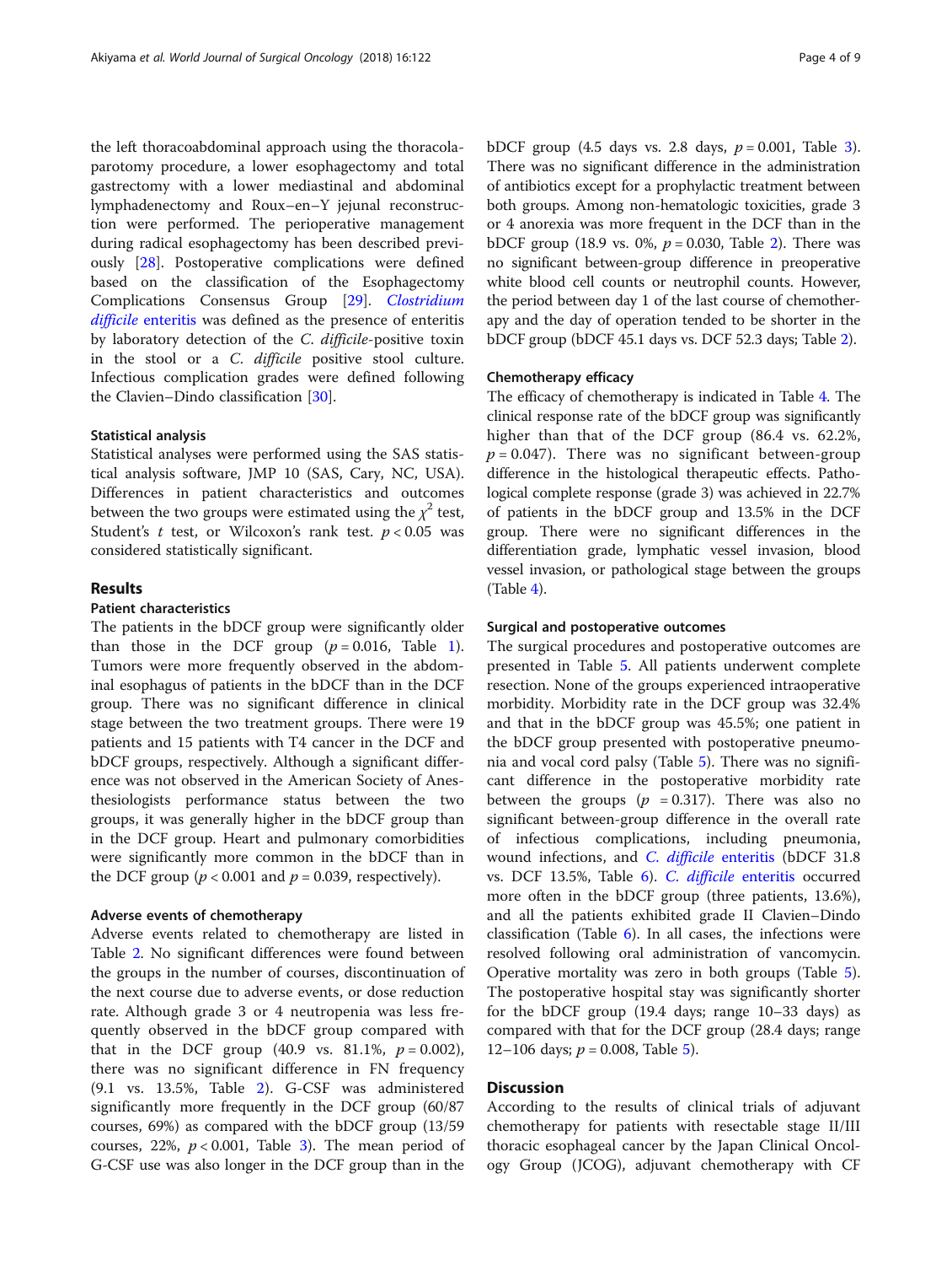the left thoracoabdominal approach using the thoracolaparotomy procedure, a lower esophagectomy and total gastrectomy with a lower mediastinal and abdominal lymphadenectomy and Roux–en–Y jejunal reconstruction were performed. The perioperative management during radical esophagectomy has been described previously [28]. Postoperative complications were defined based on the classification of the Esophagectomy Complications Consensus Group [29]. *Clostridium difficile* enteritis was defined as the presence of enteritis by laboratory detection of the *C. difficile*-positive toxin in the stool or a *C. difficile* positive stool culture. Infectious complication grades were defined following the Clavien–Dindo classification [30].

### Statistical analysis

Statistical analyses were performed using the SAS statistical analysis software, JMP 10 (SAS, Cary, NC, USA). Differences in patient characteristics and outcomes between the two groups were estimated using the $\chi^2$ test, Student's *t* test, or Wilcoxon's rank test. $p < 0.05$ was considered statistically significant.

## Results

### Patient characteristics

The patients in the bDCF group were significantly older than those in the DCF group ($p = 0.016$, Table 1). Tumors were more frequently observed in the abdominal esophagus of patients in the bDCF than in the DCF group. There was no significant difference in clinical stage between the two treatment groups. There were 19 patients and 15 patients with T4 cancer in the DCF and bDCF groups, respectively. Although a significant difference was not observed in the American Society of Anesthesiologists performance status between the two groups, it was generally higher in the bDCF group than in the DCF group. Heart and pulmonary comorbidities were significantly more common in the bDCF than in the DCF group ($p < 0.001$ and $p = 0.039$, respectively).

### Adverse events of chemotherapy

Adverse events related to chemotherapy are listed in Table 2. No significant differences were found between the groups in the number of courses, discontinuation of the next course due to adverse events, or dose reduction rate. Although grade 3 or 4 neutropenia was less frequently observed in the bDCF group compared with that in the DCF group (40.9 vs. 81.1%, $p = 0.002$), there was no significant difference in FN frequency (9.1 vs. 13.5%, Table 2). G-CSF was administered significantly more frequently in the DCF group (60/87 courses, 69%) as compared with the bDCF group (13/59 courses, 22%, $p < 0.001$, Table 3). The mean period of G-CSF use was also longer in the DCF group than in the bDCF group (4.5 days vs. 2.8 days, $p = 0.001$, Table 3). There was no significant difference in the administration of antibiotics except for a prophylactic treatment between both groups. Among non-hematologic toxicities, grade 3 or 4 anorexia was more frequent in the DCF than in the bDCF group (18.9 vs. 0%, $p = 0.030$, Table 2). There was no significant between-group difference in preoperative white blood cell counts or neutrophil counts. However, the period between day 1 of the last course of chemotherapy and the day of operation tended to be shorter in the bDCF group (bDCF 45.1 days vs. DCF 52.3 days; Table 2).

### Chemotherapy efficacy

The efficacy of chemotherapy is indicated in Table 4. The clinical response rate of the bDCF group was significantly higher than that of the DCF group (86.4 vs. 62.2%, $p = 0.047$). There was no significant between-group difference in the histological therapeutic effects. Pathological complete response (grade 3) was achieved in 22.7% of patients in the bDCF group and 13.5% in the DCF group. There were no significant differences in the differentiation grade, lymphatic vessel invasion, blood vessel invasion, or pathological stage between the groups (Table 4).

### Surgical and postoperative outcomes

The surgical procedures and postoperative outcomes are presented in Table 5. All patients underwent complete resection. None of the groups experienced intraoperative morbidity. Morbidity rate in the DCF group was 32.4% and that in the bDCF group was 45.5%; one patient in the bDCF group presented with postoperative pneumonia and vocal cord palsy (Table 5). There was no significant difference in the postoperative morbidity rate between the groups ($p = 0.317$). There was also no significant between-group difference in the overall rate of infectious complications, including pneumonia, wound infections, and *C. difficile* enteritis (bDCF 31.8 vs. DCF 13.5%, Table 6). *C. difficile* enteritis occurred more often in the bDCF group (three patients, 13.6%), and all the patients exhibited grade II Clavien–Dindo classification (Table 6). In all cases, the infections were resolved following oral administration of vancomycin. Operative mortality was zero in both groups (Table 5). The postoperative hospital stay was significantly shorter for the bDCF group (19.4 days; range 10–33 days) as compared with that for the DCF group (28.4 days; range 12–106 days; $p = 0.008$, Table 5).

## Discussion

According to the results of clinical trials of adjuvant chemotherapy for patients with resectable stage II/III thoracic esophageal cancer by the Japan Clinical Oncology Group (JCOG), adjuvant chemotherapy with CF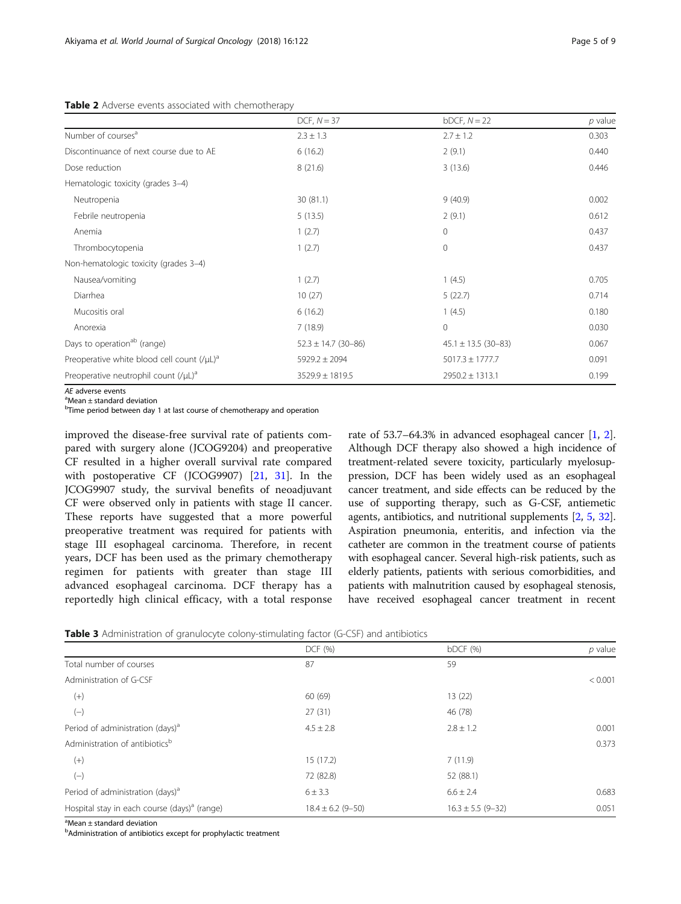**Table 2** Adverse events associated with chemotherapy

| | DCF, $N = 37$ | bDCF, $N = 22$ | $p$ value |
|---|---|---|---|
| Number of courses[a] | 2.3 ± 1.3 | 2.7 ± 1.2 | 0.303 |
| Discontinuance of next course due to AE | 6 (16.2) | 2 (9.1) | 0.440 |
| Dose reduction | 8 (21.6) | 3 (13.6) | 0.446 |
| Hematologic toxicity (grades 3–4) | | | |
| Neutropenia | 30 (81.1) | 9 (40.9) | 0.002 |
| Febrile neutropenia | 5 (13.5) | 2 (9.1) | 0.612 |
| Anemia | 1 (2.7) | 0 | 0.437 |
| Thrombocytopenia | 1 (2.7) | 0 | 0.437 |
| Non-hematologic toxicity (grades 3–4) | | | |
| Nausea/vomiting | 1 (2.7) | 1 (4.5) | 0.705 |
| Diarrhea | 10 (27) | 5 (22.7) | 0.714 |
| Mucositis oral | 6 (16.2) | 1 (4.5) | 0.180 |
| Anorexia | 7 (18.9) | 0 | 0.030 |
| Days to operation[ab] (range) | 52.3 ± 14.7 (30–86) | 45.1 ± 13.5 (30–83) | 0.067 |
| Preoperative white blood cell count (/μL)[a] | 5929.2 ± 2094 | 5017.3 ± 1777.7 | 0.091 |
| Preoperative neutrophil count (/μL)[a] | 3529.9 ± 1819.5 | 2950.2 ± 1313.1 | 0.199 |

*AE* adverse events
[a]Mean ± standard deviation
[b]Time period between day 1 at last course of chemotherapy and operation

improved the disease-free survival rate of patients compared with surgery alone (JCOG9204) and preoperative CF resulted in a higher overall survival rate compared with postoperative CF (JCOG9907) [21, 31]. In the JCOG9907 study, the survival benefits of neoadjuvant CF were observed only in patients with stage II cancer. These reports have suggested that a more powerful preoperative treatment was required for patients with stage III esophageal carcinoma. Therefore, in recent years, DCF has been used as the primary chemotherapy regimen for patients with greater than stage III advanced esophageal carcinoma. DCF therapy has a reportedly high clinical efficacy, with a total response rate of 53.7–64.3% in advanced esophageal cancer [1, 2]. Although DCF therapy also showed a high incidence of treatment-related severe toxicity, particularly myelosuppression, DCF has been widely used as an esophageal cancer treatment, and side effects can be reduced by the use of supporting therapy, such as G-CSF, antiemetic agents, antibiotics, and nutritional supplements [2, 5, 32]. Aspiration pneumonia, enteritis, and infection via the catheter are common in the treatment course of patients with esophageal cancer. Several high-risk patients, such as elderly patients, patients with serious comorbidities, and patients with malnutrition caused by esophageal stenosis, have received esophageal cancer treatment in recent

**Table 3** Administration of granulocyte colony-stimulating factor (G-CSF) and antibiotics

| | DCF (%) | bDCF (%) | $p$ value |
|---|---|---|---|
| Total number of courses | 87 | 59 | |
| Administration of G-CSF | | | < 0.001 |
| (+) | 60 (69) | 13 (22) | |
| (−) | 27 (31) | 46 (78) | |
| Period of administration (days)[a] | 4.5 ± 2.8 | 2.8 ± 1.2 | 0.001 |
| Administration of antibiotics[b] | | | 0.373 |
| (+) | 15 (17.2) | 7 (11.9) | |
| (−) | 72 (82.8) | 52 (88.1) | |
| Period of administration (days)[a] | 6 ± 3.3 | 6.6 ± 2.4 | 0.683 |
| Hospital stay in each course (days)[a] (range) | 18.4 ± 6.2 (9–50) | 16.3 ± 5.5 (9–32) | 0.051 |

[a]Mean ± standard deviation
[b]Administration of antibiotics except for prophylactic treatment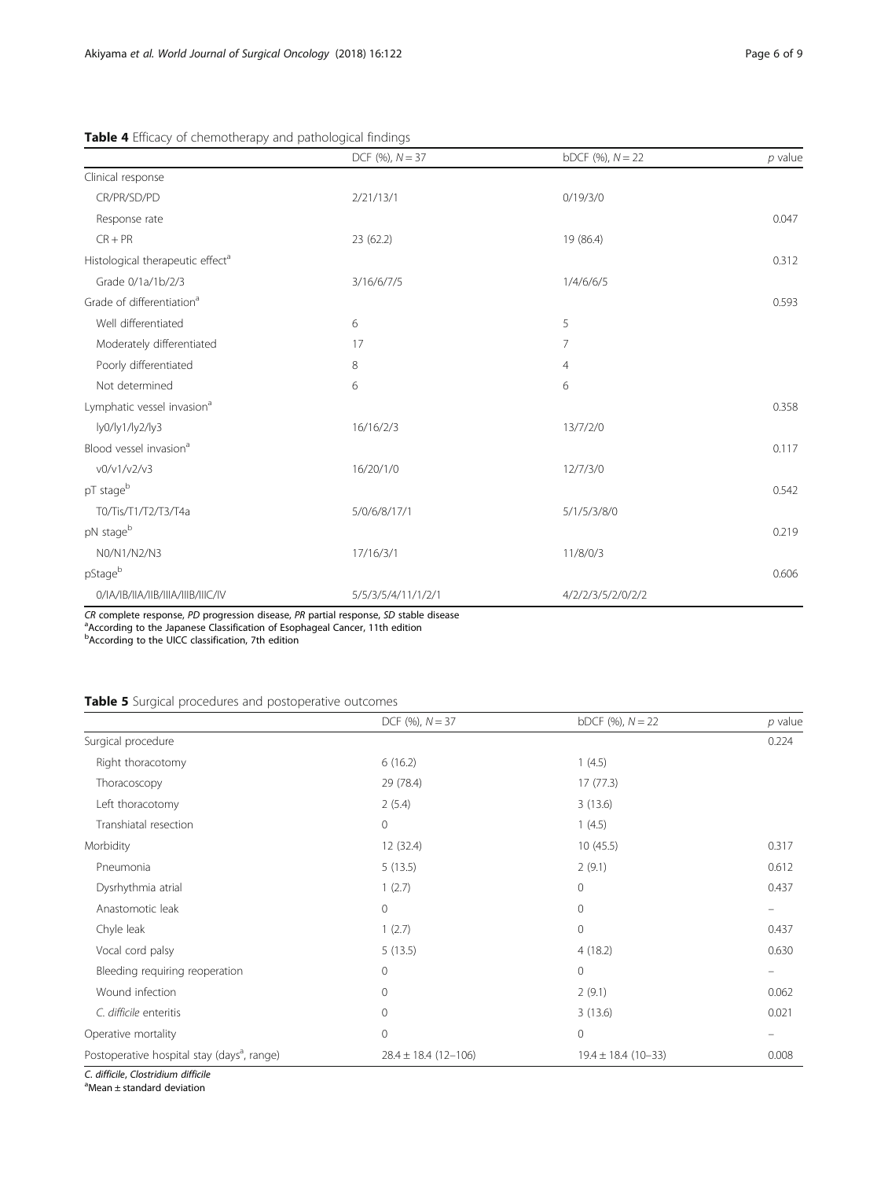**Table 4** Efficacy of chemotherapy and pathological findings

| | DCF (%), $N = 37$ | bDCF (%), $N = 22$ | $p$ value |
|---|---|---|---|
| Clinical response | | | |
| CR/PR/SD/PD | 2/21/13/1 | 0/19/3/0 | |
| Response rate | | | 0.047 |
| CR + PR | 23 (62.2) | 19 (86.4) | |
| Histological therapeutic effect[a] | | | 0.312 |
| Grade 0/1a/1b/2/3 | 3/16/6/7/5 | 1/4/6/6/5 | |
| Grade of differentiation[a] | | | 0.593 |
| Well differentiated | 6 | 5 | |
| Moderately differentiated | 17 | 7 | |
| Poorly differentiated | 8 | 4 | |
| Not determined | 6 | 6 | |
| Lymphatic vessel invasion[a] | | | 0.358 |
| ly0/ly1/ly2/ly3 | 16/16/2/3 | 13/7/2/0 | |
| Blood vessel invasion[a] | | | 0.117 |
| v0/v1/v2/v3 | 16/20/1/0 | 12/7/3/0 | |
| pT stage[b] | | | 0.542 |
| T0/Tis/T1/T2/T3/T4a | 5/0/6/8/17/1 | 5/1/5/3/8/0 | |
| pN stage[b] | | | 0.219 |
| N0/N1/N2/N3 | 17/16/3/1 | 11/8/0/3 | |
| pStage[b] | | | 0.606 |
| 0/IA/IB/IIA/IIB/IIIA/IIIB/IIIC/IV | 5/5/3/5/4/11/1/2/1 | 4/2/2/3/5/2/0/2/2 | |

*CR* complete response, *PD* progression disease, *PR* partial response, *SD* stable disease
[a]According to the Japanese Classification of Esophageal Cancer, 11th edition
[b]According to the UICC classification, 7th edition

**Table 5** Surgical procedures and postoperative outcomes

| | DCF (%), $N = 37$ | bDCF (%), $N = 22$ | $p$ value |
|---|---|---|---|
| Surgical procedure | | | 0.224 |
| Right thoracotomy | 6 (16.2) | 1 (4.5) | |
| Thoracoscopy | 29 (78.4) | 17 (77.3) | |
| Left thoracotomy | 2 (5.4) | 3 (13.6) | |
| Transhiatal resection | 0 | 1 (4.5) | |
| Morbidity | 12 (32.4) | 10 (45.5) | 0.317 |
| Pneumonia | 5 (13.5) | 2 (9.1) | 0.612 |
| Dysrhythmia atrial | 1 (2.7) | 0 | 0.437 |
| Anastomotic leak | 0 | 0 | – |
| Chyle leak | 1 (2.7) | 0 | 0.437 |
| Vocal cord palsy | 5 (13.5) | 4 (18.2) | 0.630 |
| Bleeding requiring reoperation | 0 | 0 | – |
| Wound infection | 0 | 2 (9.1) | 0.062 |
| *C. difficile* enteritis | 0 | 3 (13.6) | 0.021 |
| Operative mortality | 0 | 0 | – |
| Postoperative hospital stay (days[a], range) | 28.4 ± 18.4 (12–106) | 19.4 ± 18.4 (10–33) | 0.008 |

*C. difficile*, *Clostridium difficile*
[a]Mean ± standard deviation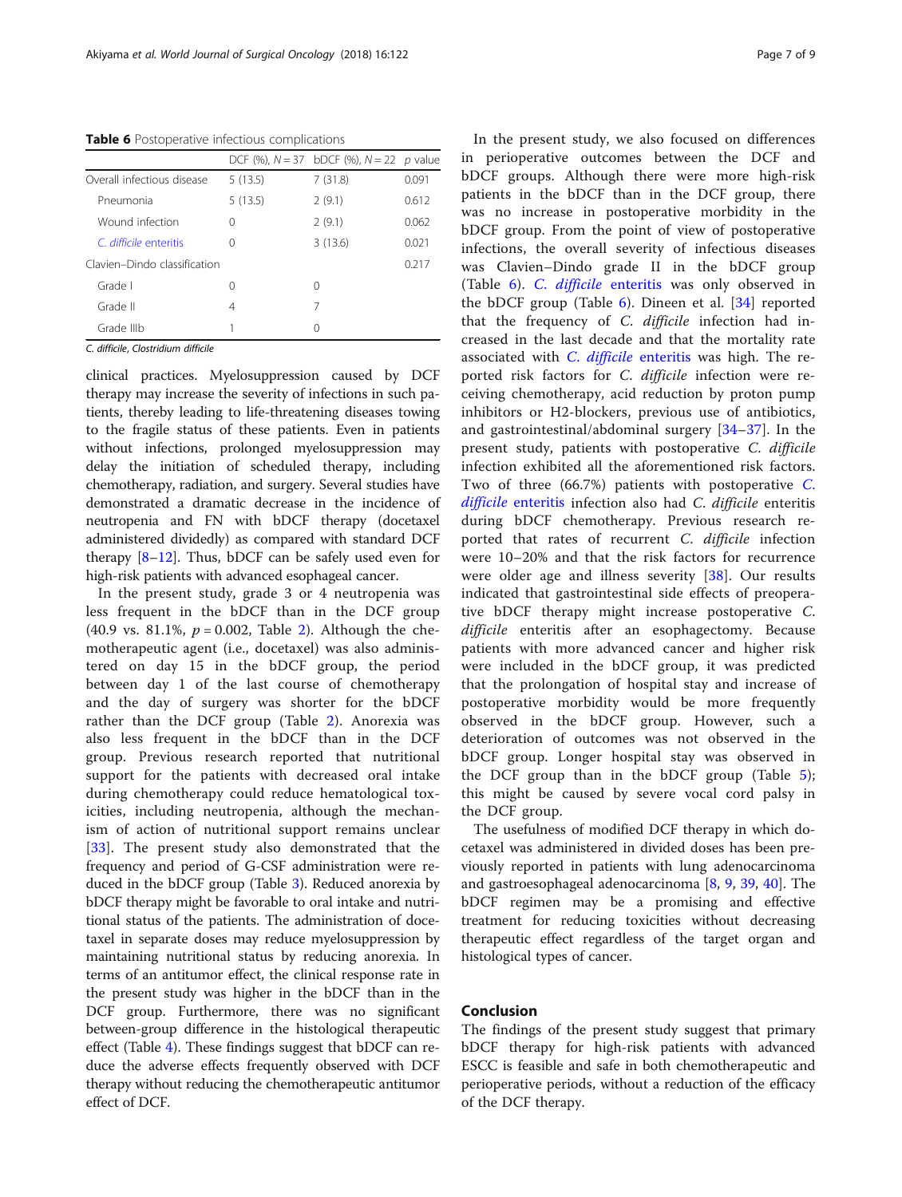**Table 6** Postoperative infectious complications

| | DCF (%), N = 37 | bDCF (%), N = 22 | p value |
|---|---|---|---|
| Overall infectious disease | 5 (13.5) | 7 (31.8) | 0.091 |
| Pneumonia | 5 (13.5) | 2 (9.1) | 0.612 |
| Wound infection | 0 | 2 (9.1) | 0.062 |
| *C. difficile* enteritis | 0 | 3 (13.6) | 0.021 |
| Clavien–Dindo classification | | | 0.217 |
| Grade I | 0 | 0 | |
| Grade II | 4 | 7 | |
| Grade IIIb | 1 | 0 | |

*C. difficile*, *Clostridium difficile*

clinical practices. Myelosuppression caused by DCF therapy may increase the severity of infections in such patients, thereby leading to life-threatening diseases towing to the fragile status of these patients. Even in patients without infections, prolonged myelosuppression may delay the initiation of scheduled therapy, including chemotherapy, radiation, and surgery. Several studies have demonstrated a dramatic decrease in the incidence of neutropenia and FN with bDCF therapy (docetaxel administered dividedly) as compared with standard DCF therapy [8–12]. Thus, bDCF can be safely used even for high-risk patients with advanced esophageal cancer.

In the present study, grade 3 or 4 neutropenia was less frequent in the bDCF than in the DCF group (40.9 vs. 81.1%, p = 0.002, Table 2). Although the chemotherapeutic agent (i.e., docetaxel) was also administered on day 15 in the bDCF group, the period between day 1 of the last course of chemotherapy and the day of surgery was shorter for the bDCF rather than the DCF group (Table 2). Anorexia was also less frequent in the bDCF than in the DCF group. Previous research reported that nutritional support for the patients with decreased oral intake during chemotherapy could reduce hematological toxicities, including neutropenia, although the mechanism of action of nutritional support remains unclear [33]. The present study also demonstrated that the frequency and period of G-CSF administration were reduced in the bDCF group (Table 3). Reduced anorexia by bDCF therapy might be favorable to oral intake and nutritional status of the patients. The administration of docetaxel in separate doses may reduce myelosuppression by maintaining nutritional status by reducing anorexia. In terms of an antitumor effect, the clinical response rate in the present study was higher in the bDCF than in the DCF group. Furthermore, there was no significant between-group difference in the histological therapeutic effect (Table 4). These findings suggest that bDCF can reduce the adverse effects frequently observed with DCF therapy without reducing the chemotherapeutic antitumor effect of DCF.

In the present study, we also focused on differences in perioperative outcomes between the DCF and bDCF groups. Although there were more high-risk patients in the bDCF than in the DCF group, there was no increase in postoperative morbidity in the bDCF group. From the point of view of postoperative infections, the overall severity of infectious diseases was Clavien–Dindo grade II in the bDCF group (Table 6). *C. difficile* enteritis was only observed in the bDCF group (Table 6). Dineen et al. [34] reported that the frequency of *C. difficile* infection had increased in the last decade and that the mortality rate associated with *C. difficile* enteritis was high. The reported risk factors for *C. difficile* infection were receiving chemotherapy, acid reduction by proton pump inhibitors or H2-blockers, previous use of antibiotics, and gastrointestinal/abdominal surgery [34–37]. In the present study, patients with postoperative *C. difficile* infection exhibited all the aforementioned risk factors. Two of three (66.7%) patients with postoperative *C. difficile* enteritis infection also had *C. difficile* enteritis during bDCF chemotherapy. Previous research reported that rates of recurrent *C. difficile* infection were 10–20% and that the risk factors for recurrence were older age and illness severity [38]. Our results indicated that gastrointestinal side effects of preoperative bDCF therapy might increase postoperative *C. difficile* enteritis after an esophagectomy. Because patients with more advanced cancer and higher risk were included in the bDCF group, it was predicted that the prolongation of hospital stay and increase of postoperative morbidity would be more frequently observed in the bDCF group. However, such a deterioration of outcomes was not observed in the bDCF group. Longer hospital stay was observed in the DCF group than in the bDCF group (Table 5); this might be caused by severe vocal cord palsy in the DCF group.

The usefulness of modified DCF therapy in which docetaxel was administered in divided doses has been previously reported in patients with lung adenocarcinoma and gastroesophageal adenocarcinoma [8, 9, 39, 40]. The bDCF regimen may be a promising and effective treatment for reducing toxicities without decreasing therapeutic effect regardless of the target organ and histological types of cancer.

## Conclusion

The findings of the present study suggest that primary bDCF therapy for high-risk patients with advanced ESCC is feasible and safe in both chemotherapeutic and perioperative periods, without a reduction of the efficacy of the DCF therapy.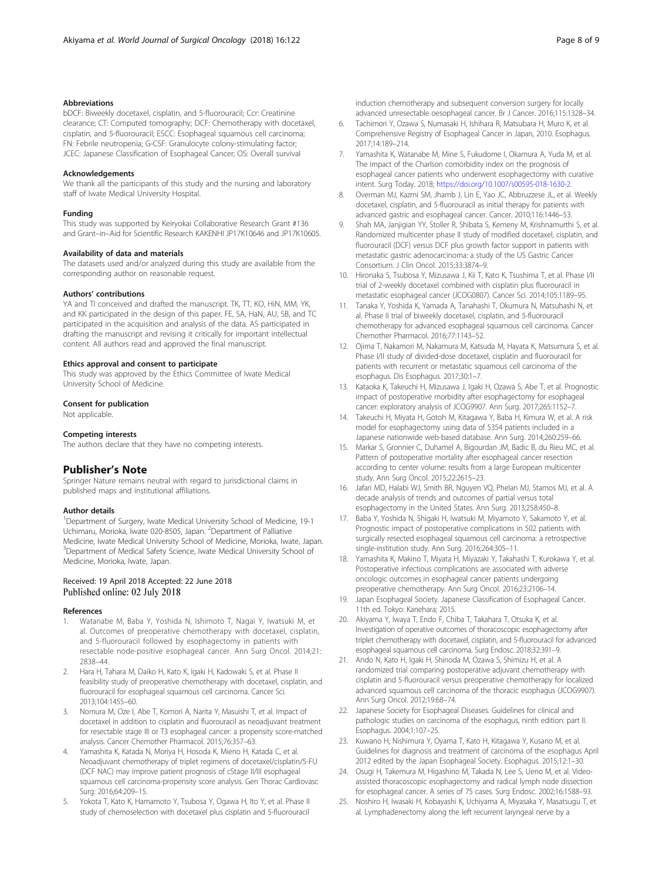## Abbreviations

bDCF: Biweekly docetaxel, cisplatin, and 5-fluorouracil; Ccr: Creatinine clearance; CT: Computed tomography; DCF: Chemotherapy with docetaxel, cisplatin, and 5-fluorouracil; ESCC: Esophageal squamous cell carcinoma; FN: Febrile neutropenia; G-CSF: Granulocyte colony-stimulating factor; JCEC: Japanese Classification of Esophageal Cancer; OS: Overall survival

## Acknowledgements

We thank all the participants of this study and the nursing and laboratory staff of Iwate Medical University Hospital.

## Funding

This study was supported by Keiryokai Collaborative Research Grant #136 and Grant–in–Aid for Scientific Research KAKENHI JP17K10646 and JP17K10605.

## Availability of data and materials

The datasets used and/or analyzed during this study are available from the corresponding author on reasonable request.

## Authors' contributions

YA and TI conceived and drafted the manuscript. TK, TT, KO, HiN, MM, YK, and KK participated in the design of this paper. FE, SA, HaN, AU, SB, and TC participated in the acquisition and analysis of the data. AS participated in drafting the manuscript and revising it critically for important intellectual content. All authors read and approved the final manuscript.

## Ethics approval and consent to participate

This study was approved by the Ethics Committee of Iwate Medical University School of Medicine.

## Consent for publication

Not applicable.

## Competing interests

The authors declare that they have no competing interests.

## Publisher's Note

Springer Nature remains neutral with regard to jurisdictional claims in published maps and institutional affiliations.

## Author details

[1]Department of Surgery, Iwate Medical University School of Medicine, 19-1 Uchimaru, Morioka, Iwate 020-8505, Japan. [2]Department of Palliative Medicine, Iwate Medical University School of Medicine, Morioka, Iwate, Japan. [3]Department of Medical Safety Science, Iwate Medical University School of Medicine, Morioka, Iwate, Japan.

Received: 19 April 2018 Accepted: 22 June 2018
Published online: 02 July 2018

## References

1. Watanabe M, Baba Y, Yoshida N, Ishimoto T, Nagai Y, Iwatsuki M, et al. Outcomes of preoperative chemotherapy with docetaxel, cisplatin, and 5-fluorouracil followed by esophagectomy in patients with resectable node-positive esophageal cancer. Ann Surg Oncol. 2014;21: 2838–44.
2. Hara H, Tahara M, Daiko H, Kato K, Igaki H, Kadowaki S, et al. Phase II feasibility study of preoperative chemotherapy with docetaxel, cisplatin, and fluorouracil for esophageal squamous cell carcinoma. Cancer Sci. 2013;104:1455–60.
3. Nomura M, Oze I, Abe T, Komori A, Narita Y, Masuishi T, et al. Impact of docetaxel in addition to cisplatin and fluorouracil as neoadjuvant treatment for resectable stage III or T3 esophageal cancer: a propensity score-matched analysis. Cancer Chemother Pharmacol. 2015;76:357–63.
4. Yamashita K, Katada N, Moriya H, Hosoda K, Mieno H, Katada C, et al. Neoadjuvant chemotherapy of triplet regimens of docetaxel/cisplatin/5-FU (DCF NAC) may improve patient prognosis of cStage II/III esophageal squamous cell carcinoma-propensity score analysis. Gen Thorac Cardiovasc Surg. 2016;64:209–15.
5. Yokota T, Kato K, Hamamoto Y, Tsubosa Y, Ogawa H, Ito Y, et al. Phase II study of chemoselection with docetaxel plus cisplatin and 5-fluorouracil induction chemotherapy and subsequent conversion surgery for locally advanced unresectable oesophageal cancer. Br J Cancer. 2016;115:1328–34.
6. Tachimori Y, Ozawa S, Numasaki H, Ishihara R, Matsubara H, Muro K, et al. Comprehensive Registry of Esophageal Cancer in Japan, 2010. Esophagus. 2017;14:189–214.
7. Yamashita K, Watanabe M, Mine S, Fukudome I, Okamura A, Yuda M, et al. The impact of the Charlson comorbidity index on the prognosis of esophageal cancer patients who underwent esophagectomy with curative intent. Surg Today. 2018; https://doi.org/10.1007/s00595-018-1630-2.
8. Overman MJ, Kazmi SM, Jhamb J, Lin E, Yao JC, Abbruzzese JL, et al. Weekly docetaxel, cisplatin, and 5-fluorouracil as initial therapy for patients with advanced gastric and esophageal cancer. Cancer. 2010;116:1446–53.
9. Shah MA, Janjigian YY, Stoller R, Shibata S, Kemeny M, Krishnamurthi S, et al. Randomized multicenter phase II study of modified docetaxel, cisplatin, and fluorouracil (DCF) versus DCF plus growth factor support in patients with metastatic gastric adenocarcinoma: a study of the US Gastric Cancer Consortium. J Clin Oncol. 2015;33:3874–9.
10. Hironaka S, Tsubosa Y, Mizusawa J, Kii T, Kato K, Tsushima T, et al. Phase I/II trial of 2-weekly docetaxel combined with cisplatin plus fluorouracil in metastatic esophageal cancer (JCOG0807). Cancer Sci. 2014;105:1189–95.
11. Tanaka Y, Yoshida K, Yamada A, Tanahashi T, Okumura N, Matsuhashi N, et al. Phase II trial of biweekly docetaxel, cisplatin, and 5-fluorouracil chemotherapy for advanced esophageal squamous cell carcinoma. Cancer Chemother Pharmacol. 2016;77:1143–52.
12. Ojima T, Nakamori M, Nakamura M, Katsuda M, Hayata K, Matsumura S, et al. Phase I/II study of divided-dose docetaxel, cisplatin and fluorouracil for patients with recurrent or metastatic squamous cell carcinoma of the esophagus. Dis Esophagus. 2017;30:1–7.
13. Kataoka K, Takeuchi H, Mizusawa J, Igaki H, Ozawa S, Abe T, et al. Prognostic impact of postoperative morbidity after esophagectomy for esophageal cancer: exploratory analysis of JCOG9907. Ann Surg. 2017;265:1152–7.
14. Takeuchi H, Miyata H, Gotoh M, Kitagawa Y, Baba H, Kimura W, et al. A risk model for esophagectomy using data of 5354 patients included in a Japanese nationwide web-based database. Ann Surg. 2014;260:259–66.
15. Markar S, Gronnier C, Duhamel A, Bigourdan JM, Badic B, du Rieu MC, et al. Pattern of postoperative mortality after esophageal cancer resection according to center volume: results from a large European multicenter study. Ann Surg Oncol. 2015;22:2615–23.
16. Jafari MD, Halabi WJ, Smith BR, Nguyen VQ, Phelan MJ, Stamos MJ, et al. A decade analysis of trends and outcomes of partial versus total esophagectomy in the United States. Ann Surg. 2013;258:450–8.
17. Baba Y, Yoshida N, Shigaki H, Iwatsuki M, Miyamoto Y, Sakamoto Y, et al. Prognostic impact of postoperative complications in 502 patients with surgically resected esophageal squamous cell carcinoma: a retrospective single-institution study. Ann Surg. 2016;264:305–11.
18. Yamashita K, Makino T, Miyata H, Miyazaki Y, Takahashi T, Kurokawa Y, et al. Postoperative infectious complications are associated with adverse oncologic outcomes in esophageal cancer patients undergoing preoperative chemotherapy. Ann Surg Oncol. 2016;23:2106–14.
19. Japan Esophageal Society. Japanese Classification of Esophageal Cancer. 11th ed. Tokyo: Kanehara; 2015.
20. Akiyama Y, Iwaya T, Endo F, Chiba T, Takahara T, Otsuka K, et al. Investigation of operative outcomes of thoracoscopic esophagectomy after triplet chemotherapy with docetaxel, cisplatin, and 5-fluorouracil for advanced esophageal squamous cell carcinoma. Surg Endosc. 2018;32:391–9.
21. Ando N, Kato H, Igaki H, Shinoda M, Ozawa S, Shimizu H, et al. A randomized trial comparing postoperative adjuvant chemotherapy with cisplatin and 5-fluorouracil versus preoperative chemotherapy for localized advanced squamous cell carcinoma of the thoracic esophagus (JCOG9907). Ann Surg Oncol. 2012;19:68–74.
22. Japanese Society for Esophageal Diseases. Guidelines for clinical and pathologic studies on carcinoma of the esophagus, ninth edition: part II. Esophagus. 2004;1:107–25.
23. Kuwano H, Nishimura Y, Oyama T, Kato H, Kitagawa Y, Kusano M, et al. Guidelines for diagnosis and treatment of carcinoma of the esophagus April 2012 edited by the Japan Esophageal Society. Esophagus. 2015;12:1–30.
24. Osugi H, Takemura M, Higashino M, Takada N, Lee S, Ueno M, et al. Video-assisted thoracoscopic esophagectomy and radical lymph node dissection for esophageal cancer. A series of 75 cases. Surg Endosc. 2002;16:1588–93.
25. Noshiro H, Iwasaki H, Kobayashi K, Uchiyama A, Miyasaka Y, Masatsugu T, et al. Lymphadenectomy along the left recurrent laryngeal nerve by a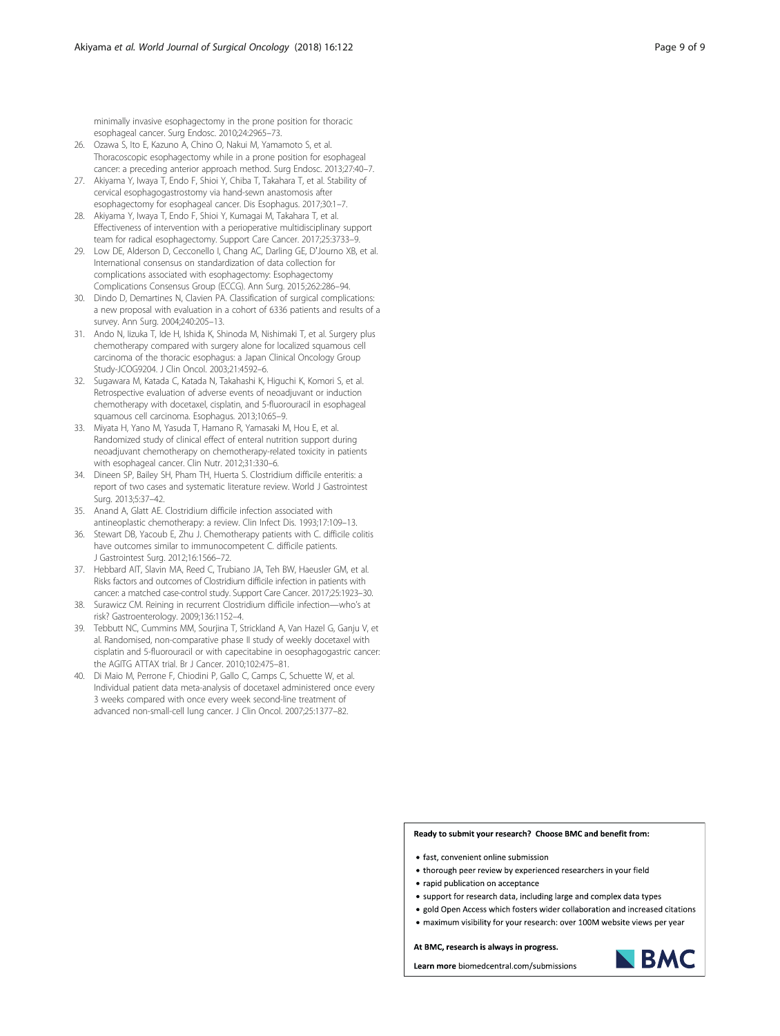minimally invasive esophagectomy in the prone position for thoracic esophageal cancer. Surg Endosc. 2010;24:2965–73.

26. Ozawa S, Ito E, Kazuno A, Chino O, Nakui M, Yamamoto S, et al. Thoracoscopic esophagectomy while in a prone position for esophageal cancer: a preceding anterior approach method. Surg Endosc. 2013;27:40–7.
27. Akiyama Y, Iwaya T, Endo F, Shioi Y, Chiba T, Takahara T, et al. Stability of cervical esophagogastrostomy via hand-sewn anastomosis after esophagectomy for esophageal cancer. Dis Esophagus. 2017;30:1–7.
28. Akiyama Y, Iwaya T, Endo F, Shioi Y, Kumagai M, Takahara T, et al. Effectiveness of intervention with a perioperative multidisciplinary support team for radical esophagectomy. Support Care Cancer. 2017;25:3733–9.
29. Low DE, Alderson D, Cecconello I, Chang AC, Darling GE, D'Journo XB, et al. International consensus on standardization of data collection for complications associated with esophagectomy: Esophagectomy Complications Consensus Group (ECCG). Ann Surg. 2015;262:286–94.
30. Dindo D, Demartines N, Clavien PA. Classification of surgical complications: a new proposal with evaluation in a cohort of 6336 patients and results of a survey. Ann Surg. 2004;240:205–13.
31. Ando N, Iizuka T, Ide H, Ishida K, Shinoda M, Nishimaki T, et al. Surgery plus chemotherapy compared with surgery alone for localized squamous cell carcinoma of the thoracic esophagus: a Japan Clinical Oncology Group Study-JCOG9204. J Clin Oncol. 2003;21:4592–6.
32. Sugawara M, Katada C, Katada N, Takahashi K, Higuchi K, Komori S, et al. Retrospective evaluation of adverse events of neoadjuvant or induction chemotherapy with docetaxel, cisplatin, and 5-fluorouracil in esophageal squamous cell carcinoma. Esophagus. 2013;10:65–9.
33. Miyata H, Yano M, Yasuda T, Hamano R, Yamasaki M, Hou E, et al. Randomized study of clinical effect of enteral nutrition support during neoadjuvant chemotherapy on chemotherapy-related toxicity in patients with esophageal cancer. Clin Nutr. 2012;31:330–6.
34. Dineen SP, Bailey SH, Pham TH, Huerta S. Clostridium difficile enteritis: a report of two cases and systematic literature review. World J Gastrointest Surg. 2013;5:37–42.
35. Anand A, Glatt AE. Clostridium difficile infection associated with antineoplastic chemotherapy: a review. Clin Infect Dis. 1993;17:109–13.
36. Stewart DB, Yacoub E, Zhu J. Chemotherapy patients with C. difficile colitis have outcomes similar to immunocompetent C. difficile patients. J Gastrointest Surg. 2012;16:1566–72.
37. Hebbard AIT, Slavin MA, Reed C, Trubiano JA, Teh BW, Haeusler GM, et al. Risks factors and outcomes of Clostridium difficile infection in patients with cancer: a matched case-control study. Support Care Cancer. 2017;25:1923–30.
38. Surawicz CM. Reining in recurrent Clostridium difficile infection—who's at risk? Gastroenterology. 2009;136:1152–4.
39. Tebbutt NC, Cummins MM, Sourjina T, Strickland A, Van Hazel G, Ganju V, et al. Randomised, non-comparative phase II study of weekly docetaxel with cisplatin and 5-fluorouracil or with capecitabine in oesophagogastric cancer: the AGITG ATTAX trial. Br J Cancer. 2010;102:475–81.
40. Di Maio M, Perrone F, Chiodini P, Gallo C, Camps C, Schuette W, et al. Individual patient data meta-analysis of docetaxel administered once every 3 weeks compared with once every week second-line treatment of advanced non-small-cell lung cancer. J Clin Oncol. 2007;25:1377–82.

**Ready to submit your research? Choose BMC and benefit from:**

- fast, convenient online submission
- thorough peer review by experienced researchers in your field
- rapid publication on acceptance
- support for research data, including large and complex data types
- gold Open Access which fosters wider collaboration and increased citations
- maximum visibility for your research: over 100M website views per year

**At BMC, research is always in progress.**

**Learn more** biomedcentral.com/submissions

BMC